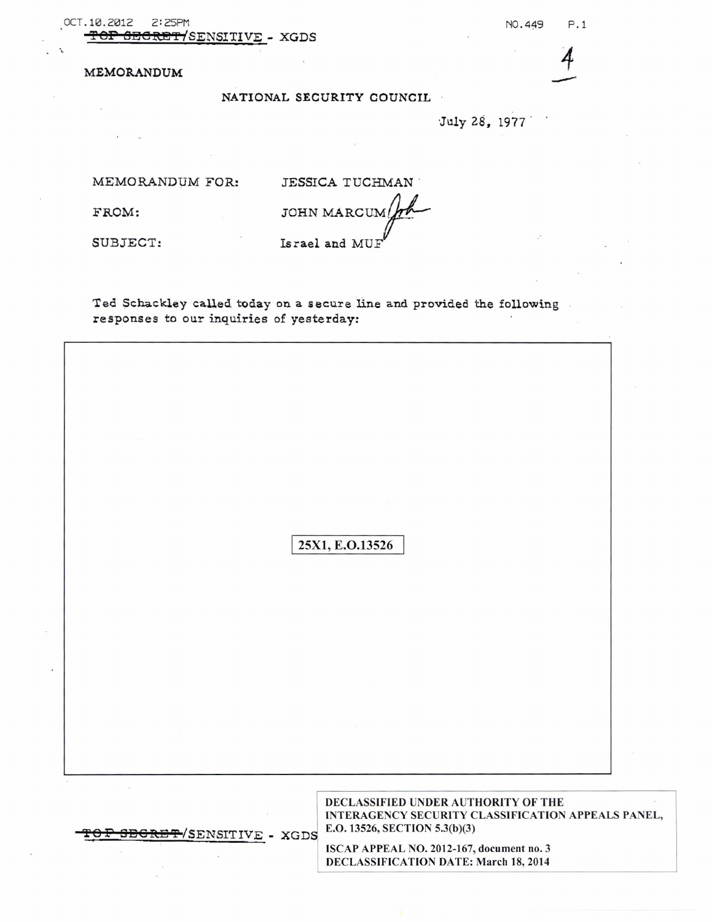TOP SECRET/SENSITIVE - XGDS

4

MEMORANDUM

NATIONAL SECURITY COUNCIL

July 28, 1977

MEMORANDUM FOR: JESSICA TUCHMAN

FROM: JOHN MARCUM

SUBJECT: Israel and MUF

Ted Schackley called today on a secure line and provided the following responses to our inquiries of yesterday:

25X1, E.O.13526

TOP SECRET/SENSITIVE - XGDS

DECLASSIFIED UNDER AUTHORITY OF THE INTERAGENCY SECURITY CLASSIFICATION APPEALS PANEL, E.O. 13526, SECTION 5.3(b)(3)

ISCAP APPEAL NO. 2012-167, document no. 3
DECLASSIFICATION DATE: March 18, 2014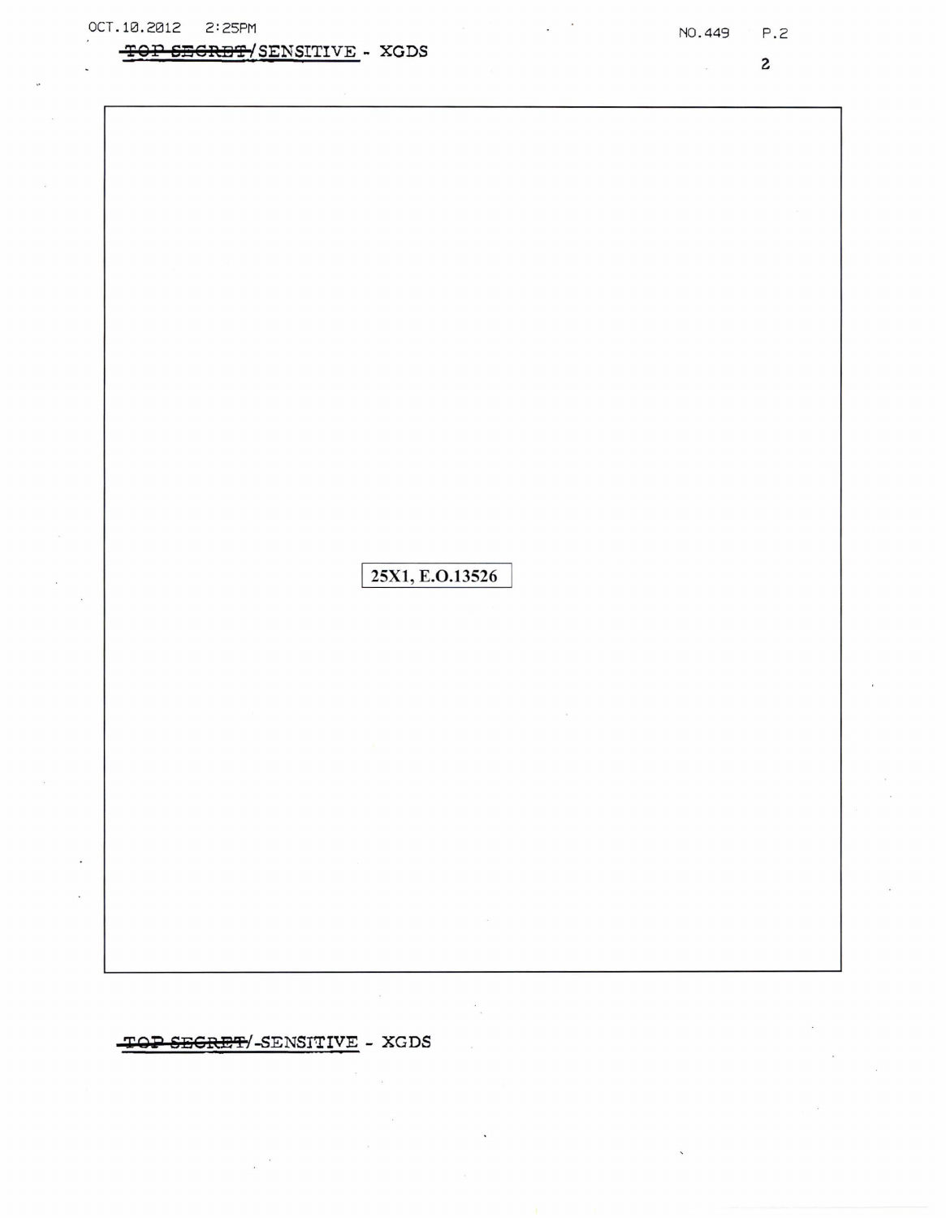25X1, E.O.13526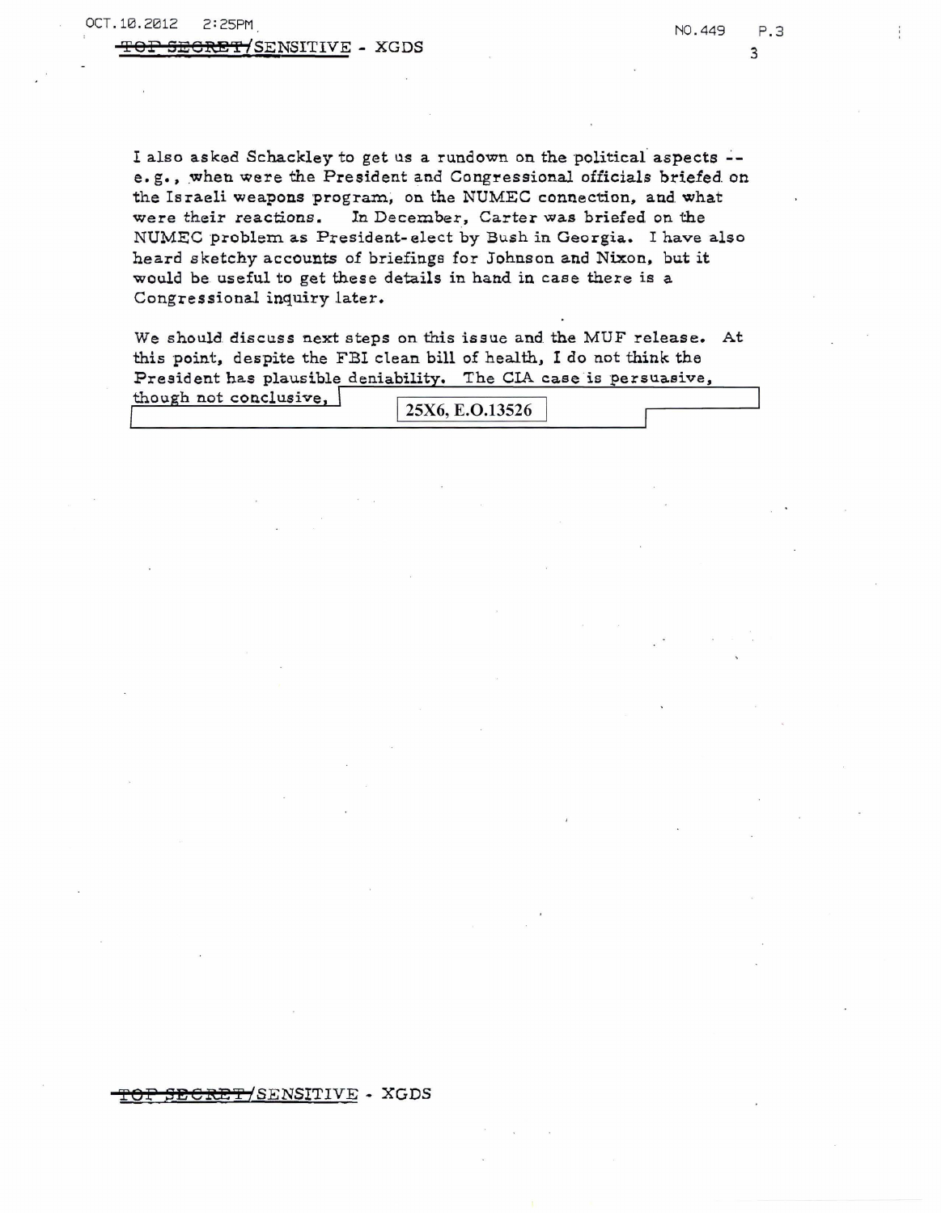TOP SECRET/SENSITIVE - XGDS

I also asked Schackley to get us a rundown on the political aspects -- e.g., when were the President and Congressional officials briefed on the Israeli weapons program, on the NUMEC connection, and what were their reactions. In December, Carter was briefed on the NUMEC problem as President-elect by Bush in Georgia. I have also heard sketchy accounts of briefings for Johnson and Nixon, but it would be useful to get these details in hand in case there is a Congressional inquiry later.

We should discuss next steps on this issue and the MUF release. At this point, despite the FBI clean bill of health, I do not think the President has plausible deniability. The CIA case is persuasive, though not conclusive, [25X6, E.O.13526]

TOP SECRET/SENSITIVE - XGDS